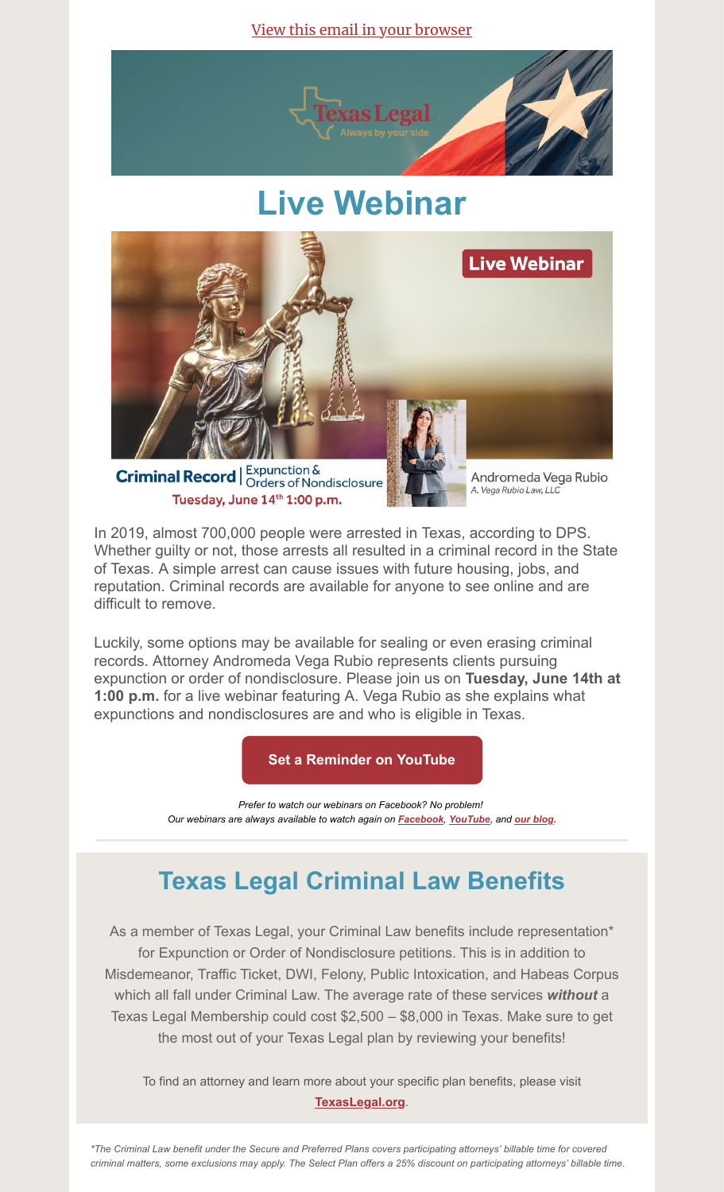View this email in your browser

Texas Legal
Always by your side

# Live Webinar

Live Webinar

**Criminal Record** | Expunction & Orders of Nondisclosure
Tuesday, June 14th 1:00 p.m.

Andromeda Vega Rubio
*A. Vega Rubio Law, LLC*

In 2019, almost 700,000 people were arrested in Texas, according to DPS. Whether guilty or not, those arrests all resulted in a criminal record in the State of Texas. A simple arrest can cause issues with future housing, jobs, and reputation. Criminal records are available for anyone to see online and are difficult to remove.

Luckily, some options may be available for sealing or even erasing criminal records. Attorney Andromeda Vega Rubio represents clients pursuing expunction or order of nondisclosure. Please join us on **Tuesday, June 14th at 1:00 p.m.** for a live webinar featuring A. Vega Rubio as she explains what expunctions and nondisclosures are and who is eligible in Texas.

**Set a Reminder on YouTube**

*Prefer to watch our webinars on Facebook? No problem!*
*Our webinars are always available to watch again on **Facebook**, **YouTube**, and **our blog**.*

## Texas Legal Criminal Law Benefits

As a member of Texas Legal, your Criminal Law benefits include representation* for Expunction or Order of Nondisclosure petitions. This is in addition to Misdemeanor, Traffic Ticket, DWI, Felony, Public Intoxication, and Habeas Corpus which all fall under Criminal Law. The average rate of these services ***without*** a Texas Legal Membership could cost $2,500 – $8,000 in Texas. Make sure to get the most out of your Texas Legal plan by reviewing your benefits!

To find an attorney and learn more about your specific plan benefits, please visit **TexasLegal.org**.

*\*The Criminal Law benefit under the Secure and Preferred Plans covers participating attorneys' billable time for covered criminal matters, some exclusions may apply. The Select Plan offers a 25% discount on participating attorneys' billable time.*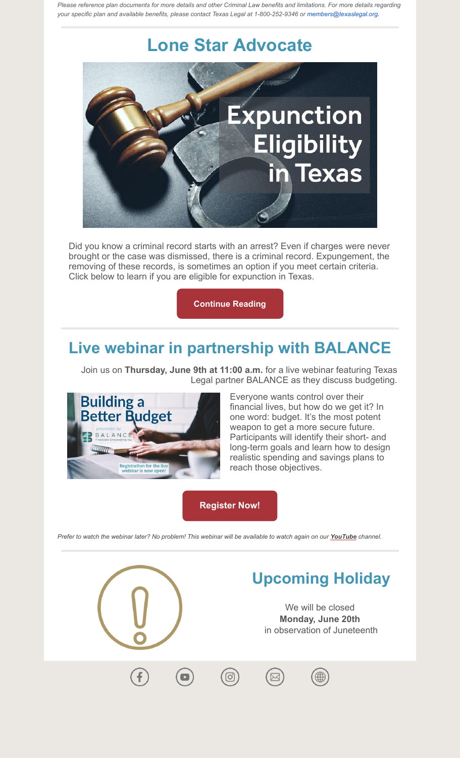*Please reference plan documents for more details and other Criminal Law benefits and limitations. For more details regarding your specific plan and available benefits, please contact Texas Legal at 1-800-252-9346 or members@texaslegal.org.*

## Lone Star Advocate

Expunction Eligibility in Texas

Did you know a criminal record starts with an arrest? Even if charges were never brought or the case was dismissed, there is a criminal record. Expungement, the removing of these records, is sometimes an option if you meet certain criteria. Click below to learn if you are eligible for expunction in Texas.

**Continue Reading**

## Live webinar in partnership with BALANCE

Join us on **Thursday, June 9th at 11:00 a.m.** for a live webinar featuring Texas Legal partner BALANCE as they discuss budgeting.

Building a Better Budget

presented by BALANCE

Registration for the live webinar is now open!

Everyone wants control over their financial lives, but how do we get it? In one word: budget. It's the most potent weapon to get a more secure future. Participants will identify their short- and long-term goals and learn how to design realistic spending and savings plans to reach those objectives.

**Register Now!**

*Prefer to watch the webinar later? No problem! This webinar will be available to watch again on our **YouTube** channel.*

## Upcoming Holiday

We will be closed
**Monday, June 20th**
in observation of Juneteenth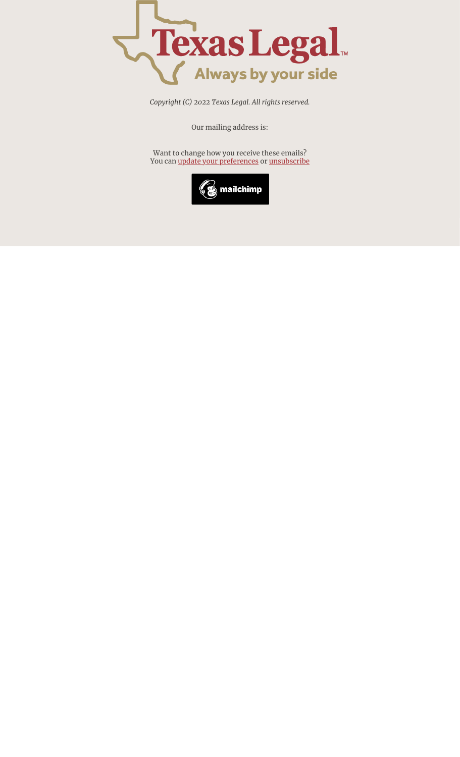Texas Legal™

Always by your side

*Copyright (C) 2022 Texas Legal. All rights reserved.*

Our mailing address is:

Want to change how you receive these emails?
You can update your preferences or unsubscribe

mailchimp